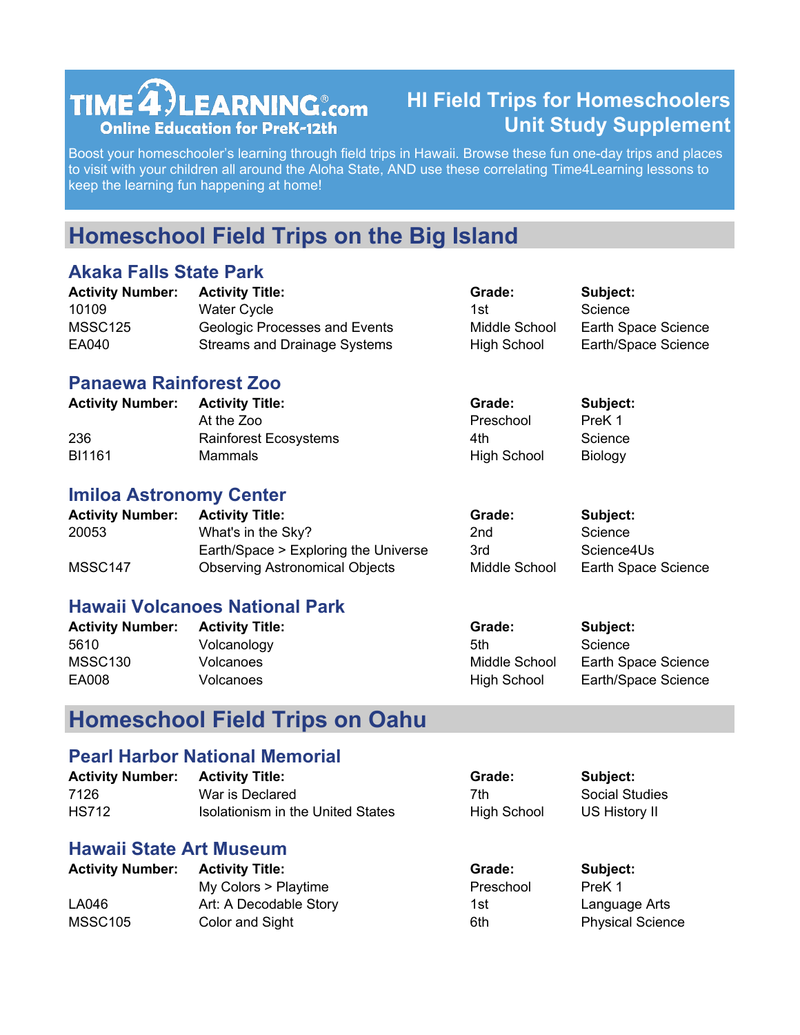TIME4LEARNING.com
Online Education for PreK-12th

# HI Field Trips for Homeschoolers Unit Study Supplement

Boost your homeschooler's learning through field trips in Hawaii. Browse these fun one-day trips and places to visit with your children all around the Aloha State, AND use these correlating Time4Learning lessons to keep the learning fun happening at home!

## Homeschool Field Trips on the Big Island

### Akaka Falls State Park

| Activity Number: | Activity Title: | Grade: | Subject: |
|---|---|---|---|
| 10109 | Water Cycle | 1st | Science |
| MSSC125 | Geologic Processes and Events | Middle School | Earth Space Science |
| EA040 | Streams and Drainage Systems | High School | Earth/Space Science |

### Panaewa Rainforest Zoo

| Activity Number: | Activity Title: | Grade: | Subject: |
|---|---|---|---|
| | At the Zoo | Preschool | PreK 1 |
| 236 | Rainforest Ecosystems | 4th | Science |
| BI1161 | Mammals | High School | Biology |

### Imiloa Astronomy Center

| Activity Number: | Activity Title: | Grade: | Subject: |
|---|---|---|---|
| 20053 | What's in the Sky? | 2nd | Science |
| | Earth/Space > Exploring the Universe | 3rd | Science4Us |
| MSSC147 | Observing Astronomical Objects | Middle School | Earth Space Science |

### Hawaii Volcanoes National Park

| Activity Number: | Activity Title: | Grade: | Subject: |
|---|---|---|---|
| 5610 | Volcanology | 5th | Science |
| MSSC130 | Volcanoes | Middle School | Earth Space Science |
| EA008 | Volcanoes | High School | Earth/Space Science |

## Homeschool Field Trips on Oahu

### Pearl Harbor National Memorial

| Activity Number: | Activity Title: | Grade: | Subject: |
|---|---|---|---|
| 7126 | War is Declared | 7th | Social Studies |
| HS712 | Isolationism in the United States | High School | US History II |

### Hawaii State Art Museum

| Activity Number: | Activity Title: | Grade: | Subject: |
|---|---|---|---|
| | My Colors > Playtime | Preschool | PreK 1 |
| LA046 | Art: A Decodable Story | 1st | Language Arts |
| MSSC105 | Color and Sight | 6th | Physical Science |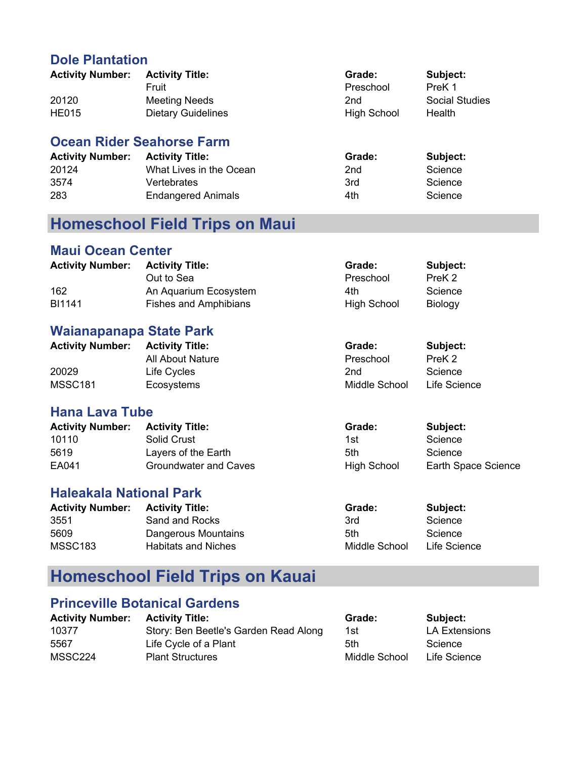### Dole Plantation

| Activity Number: | Activity Title: | Grade: | Subject: |
| --- | --- | --- | --- |
| | Fruit | Preschool | PreK 1 |
| 20120 | Meeting Needs | 2nd | Social Studies |
| HE015 | Dietary Guidelines | High School | Health |

### Ocean Rider Seahorse Farm

| Activity Number: | Activity Title: | Grade: | Subject: |
| --- | --- | --- | --- |
| 20124 | What Lives in the Ocean | 2nd | Science |
| 3574 | Vertebrates | 3rd | Science |
| 283 | Endangered Animals | 4th | Science |

## Homeschool Field Trips on Maui

### Maui Ocean Center

| Activity Number: | Activity Title: | Grade: | Subject: |
| --- | --- | --- | --- |
| | Out to Sea | Preschool | PreK 2 |
| 162 | An Aquarium Ecosystem | 4th | Science |
| BI1141 | Fishes and Amphibians | High School | Biology |

### Waianapanapa State Park

| Activity Number: | Activity Title: | Grade: | Subject: |
| --- | --- | --- | --- |
| | All About Nature | Preschool | PreK 2 |
| 20029 | Life Cycles | 2nd | Science |
| MSSC181 | Ecosystems | Middle School | Life Science |

### Hana Lava Tube

| Activity Number: | Activity Title: | Grade: | Subject: |
| --- | --- | --- | --- |
| 10110 | Solid Crust | 1st | Science |
| 5619 | Layers of the Earth | 5th | Science |
| EA041 | Groundwater and Caves | High School | Earth Space Science |

### Haleakala National Park

| Activity Number: | Activity Title: | Grade: | Subject: |
| --- | --- | --- | --- |
| 3551 | Sand and Rocks | 3rd | Science |
| 5609 | Dangerous Mountains | 5th | Science |
| MSSC183 | Habitats and Niches | Middle School | Life Science |

## Homeschool Field Trips on Kauai

### Princeville Botanical Gardens

| Activity Number: | Activity Title: | Grade: | Subject: |
| --- | --- | --- | --- |
| 10377 | Story: Ben Beetle's Garden Read Along | 1st | LA Extensions |
| 5567 | Life Cycle of a Plant | 5th | Science |
| MSSC224 | Plant Structures | Middle School | Life Science |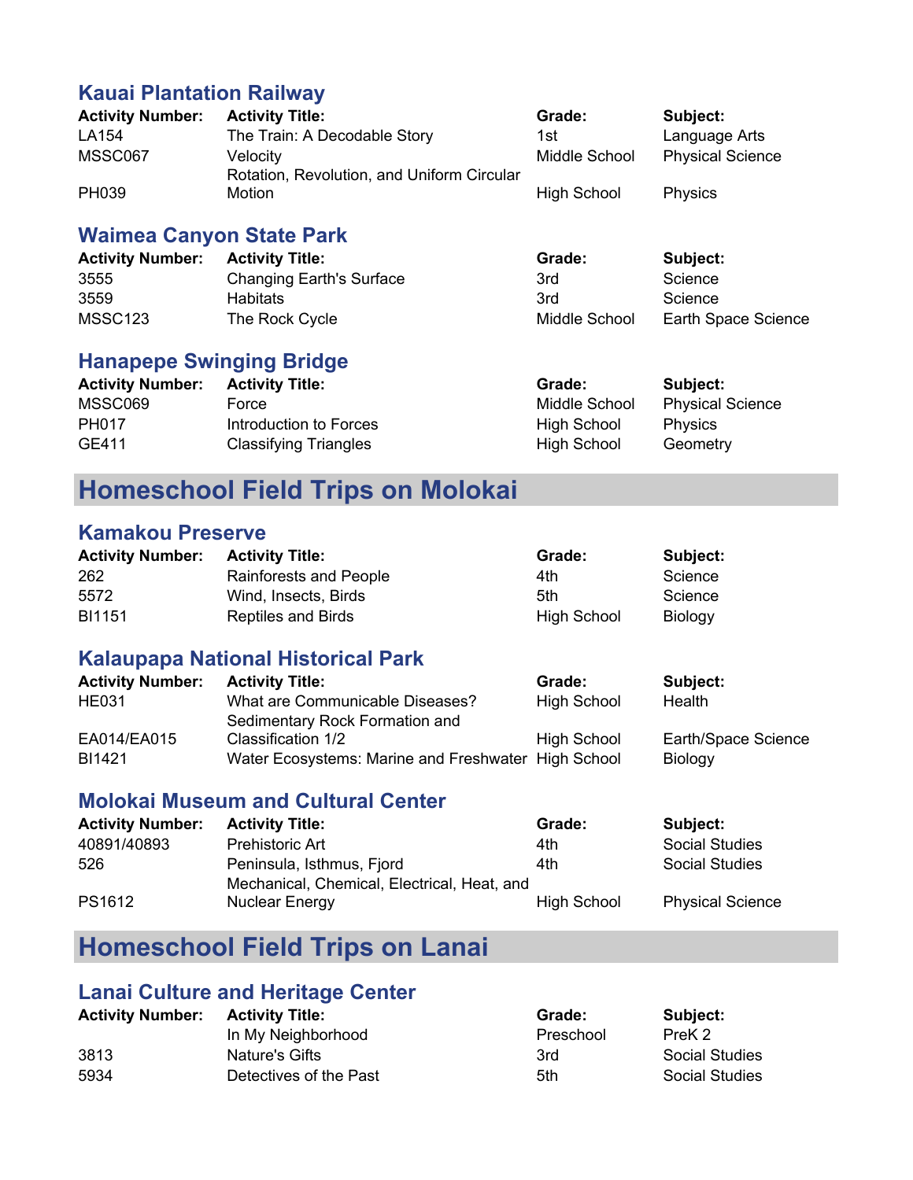### Kauai Plantation Railway

| Activity Number: | Activity Title: | Grade: | Subject: |
| --- | --- | --- | --- |
| LA154 | The Train: A Decodable Story | 1st | Language Arts |
| MSSC067 | Velocity | Middle School | Physical Science |
| PH039 | Rotation, Revolution, and Uniform Circular Motion | High School | Physics |

### Waimea Canyon State Park

| Activity Number: | Activity Title: | Grade: | Subject: |
| --- | --- | --- | --- |
| 3555 | Changing Earth's Surface | 3rd | Science |
| 3559 | Habitats | 3rd | Science |
| MSSC123 | The Rock Cycle | Middle School | Earth Space Science |

### Hanapepe Swinging Bridge

| Activity Number: | Activity Title: | Grade: | Subject: |
| --- | --- | --- | --- |
| MSSC069 | Force | Middle School | Physical Science |
| PH017 | Introduction to Forces | High School | Physics |
| GE411 | Classifying Triangles | High School | Geometry |

## Homeschool Field Trips on Molokai

### Kamakou Preserve

| Activity Number: | Activity Title: | Grade: | Subject: |
| --- | --- | --- | --- |
| 262 | Rainforests and People | 4th | Science |
| 5572 | Wind, Insects, Birds | 5th | Science |
| BI1151 | Reptiles and Birds | High School | Biology |

### Kalaupapa National Historical Park

| Activity Number: | Activity Title: | Grade: | Subject: |
| --- | --- | --- | --- |
| HE031 | What are Communicable Diseases? | High School | Health |
| EA014/EA015 | Sedimentary Rock Formation and Classification 1/2 | High School | Earth/Space Science |
| BI1421 | Water Ecosystems: Marine and Freshwater | High School | Biology |

### Molokai Museum and Cultural Center

| Activity Number: | Activity Title: | Grade: | Subject: |
| --- | --- | --- | --- |
| 40891/40893 | Prehistoric Art | 4th | Social Studies |
| 526 | Peninsula, Isthmus, Fjord | 4th | Social Studies |
| PS1612 | Mechanical, Chemical, Electrical, Heat, and Nuclear Energy | High School | Physical Science |

## Homeschool Field Trips on Lanai

### Lanai Culture and Heritage Center

| Activity Number: | Activity Title: | Grade: | Subject: |
| --- | --- | --- | --- |
| | In My Neighborhood | Preschool | PreK 2 |
| 3813 | Nature's Gifts | 3rd | Social Studies |
| 5934 | Detectives of the Past | 5th | Social Studies |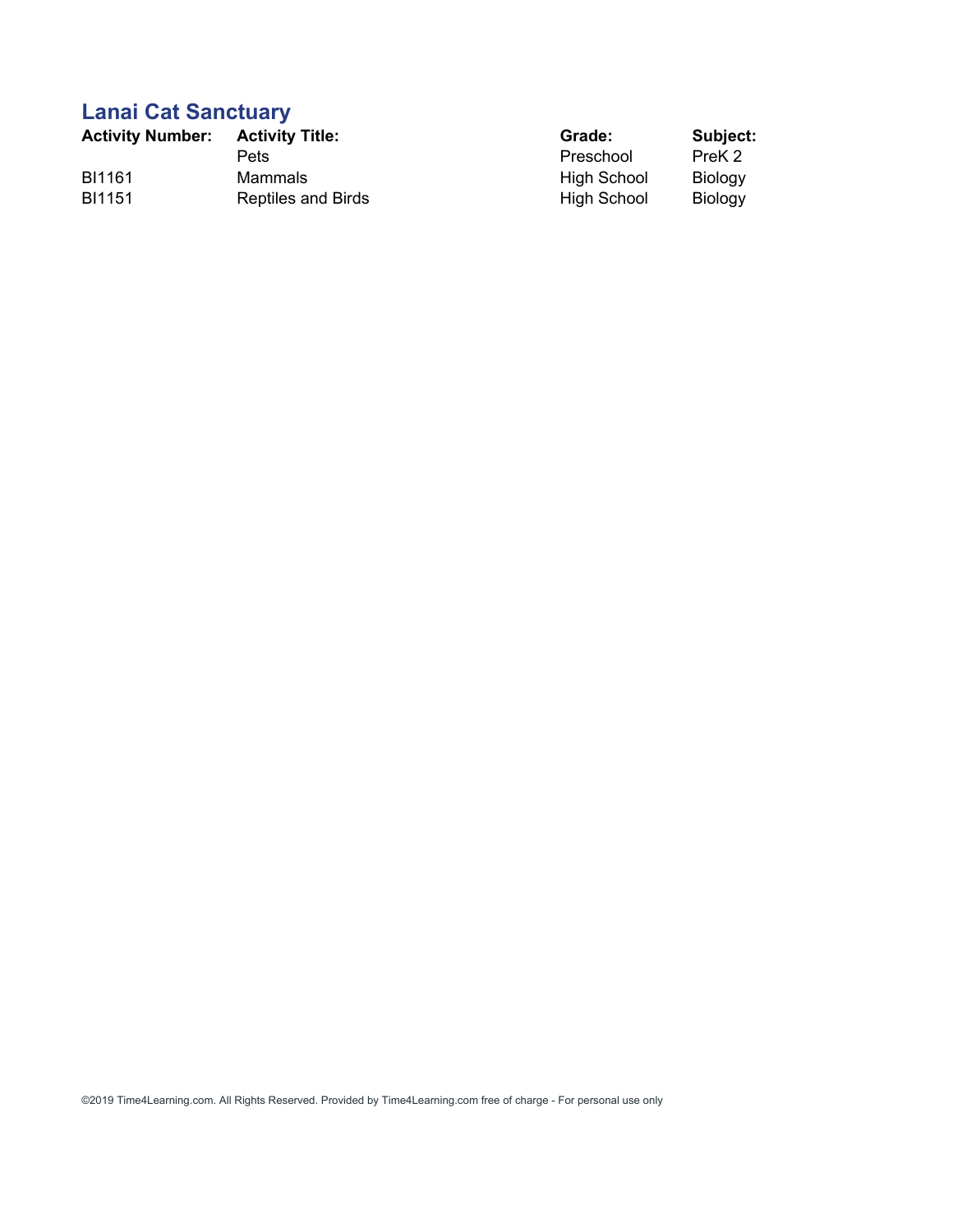## Lanai Cat Sanctuary

| Activity Number: | Activity Title: | Grade: | Subject: |
|---|---|---|---|
| | Pets | Preschool | PreK 2 |
| BI1161 | Mammals | High School | Biology |
| BI1151 | Reptiles and Birds | High School | Biology |

©2019 Time4Learning.com. All Rights Reserved. Provided by Time4Learning.com free of charge - For personal use only